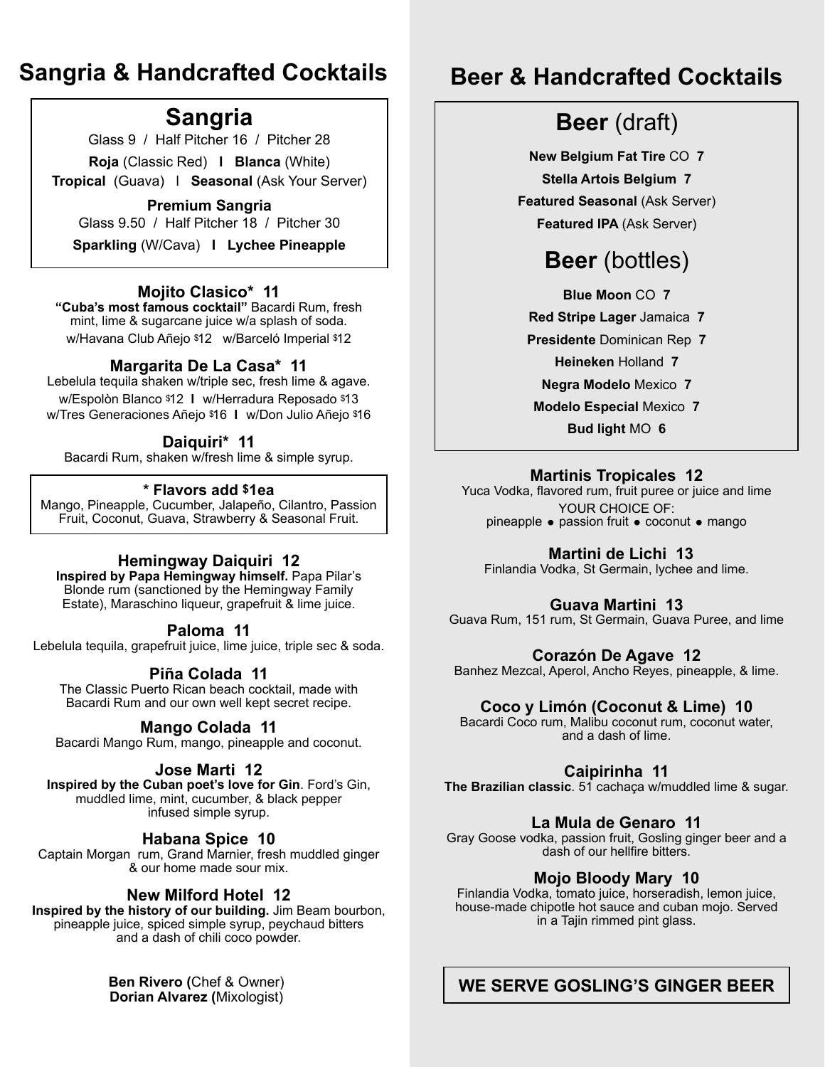# Sangria & Handcrafted Cocktails

## Sangria

Glass 9 / Half Pitcher 16 / Pitcher 28

**Roja** (Classic Red) I **Blanca** (White)

**Tropical** (Guava) I **Seasonal** (Ask Your Server)

**Premium Sangria**

Glass 9.50 / Half Pitcher 18 / Pitcher 30

**Sparkling** (W/Cava) I **Lychee Pineapple**

### Mojito Clasico* 11

**"Cuba's most famous cocktail"** Bacardi Rum, fresh mint, lime & sugarcane juice w/a splash of soda.

w/Havana Club Añejo $12 w/Barceló Imperial $12

### Margarita De La Casa* 11

Lebelula tequila shaken w/triple sec, fresh lime & agave.

w/Espolòn Blanco $12 I w/Herradura Reposado $13

w/Tres Generaciones Añejo $16 I w/Don Julio Añejo $16

### Daiquiri* 11

Bacardi Rum, shaken w/fresh lime & simple syrup.

**\* Flavors add $1ea**

Mango, Pineapple, Cucumber, Jalapeño, Cilantro, Passion Fruit, Coconut, Guava, Strawberry & Seasonal Fruit.

### Hemingway Daiquiri 12

**Inspired by Papa Hemingway himself.** Papa Pilar's Blonde rum (sanctioned by the Hemingway Family Estate), Maraschino liqueur, grapefruit & lime juice.

### Paloma 11

Lebelula tequila, grapefruit juice, lime juice, triple sec & soda.

### Piña Colada 11

The Classic Puerto Rican beach cocktail, made with Bacardi Rum and our own well kept secret recipe.

### Mango Colada 11

Bacardi Mango Rum, mango, pineapple and coconut.

### Jose Marti 12

**Inspired by the Cuban poet's love for Gin**. Ford's Gin, muddled lime, mint, cucumber, & black pepper infused simple syrup.

### Habana Spice 10

Captain Morgan rum, Grand Marnier, fresh muddled ginger & our home made sour mix.

### New Milford Hotel 12

**Inspired by the history of our building.** Jim Beam bourbon, pineapple juice, spiced simple syrup, peychaud bitters and a dash of chili coco powder.

**Ben Rivero (**Chef & Owner)

**Dorian Alvarez (**Mixologist)

# Beer & Handcrafted Cocktails

## Beer (draft)

**New Belgium Fat Tire** CO **7**

**Stella Artois Belgium 7**

**Featured Seasonal** (Ask Server)

**Featured IPA** (Ask Server)

## Beer (bottles)

**Blue Moon** CO **7**

**Red Stripe Lager** Jamaica **7**

**Presidente** Dominican Rep **7**

**Heineken** Holland **7**

**Negra Modelo** Mexico **7**

**Modelo Especial** Mexico **7**

**Bud light** MO **6**

### Martinis Tropicales 12

Yuca Vodka, flavored rum, fruit puree or juice and lime

YOUR CHOICE OF:

pineapple • passion fruit • coconut • mango

### Martini de Lichi 13

Finlandia Vodka, St Germain, lychee and lime.

### Guava Martini 13

Guava Rum, 151 rum, St Germain, Guava Puree, and lime

### Corazón De Agave 12

Banhez Mezcal, Aperol, Ancho Reyes, pineapple, & lime.

### Coco y Limón (Coconut & Lime) 10

Bacardi Coco rum, Malibu coconut rum, coconut water, and a dash of lime.

### Caipirinha 11

**The Brazilian classic**. 51 cachaça w/muddled lime & sugar.

### La Mula de Genaro 11

Gray Goose vodka, passion fruit, Gosling ginger beer and a dash of our hellfire bitters.

### Mojo Bloody Mary 10

Finlandia Vodka, tomato juice, horseradish, lemon juice, house-made chipotle hot sauce and cuban mojo. Served in a Tajin rimmed pint glass.

**WE SERVE GOSLING'S GINGER BEER**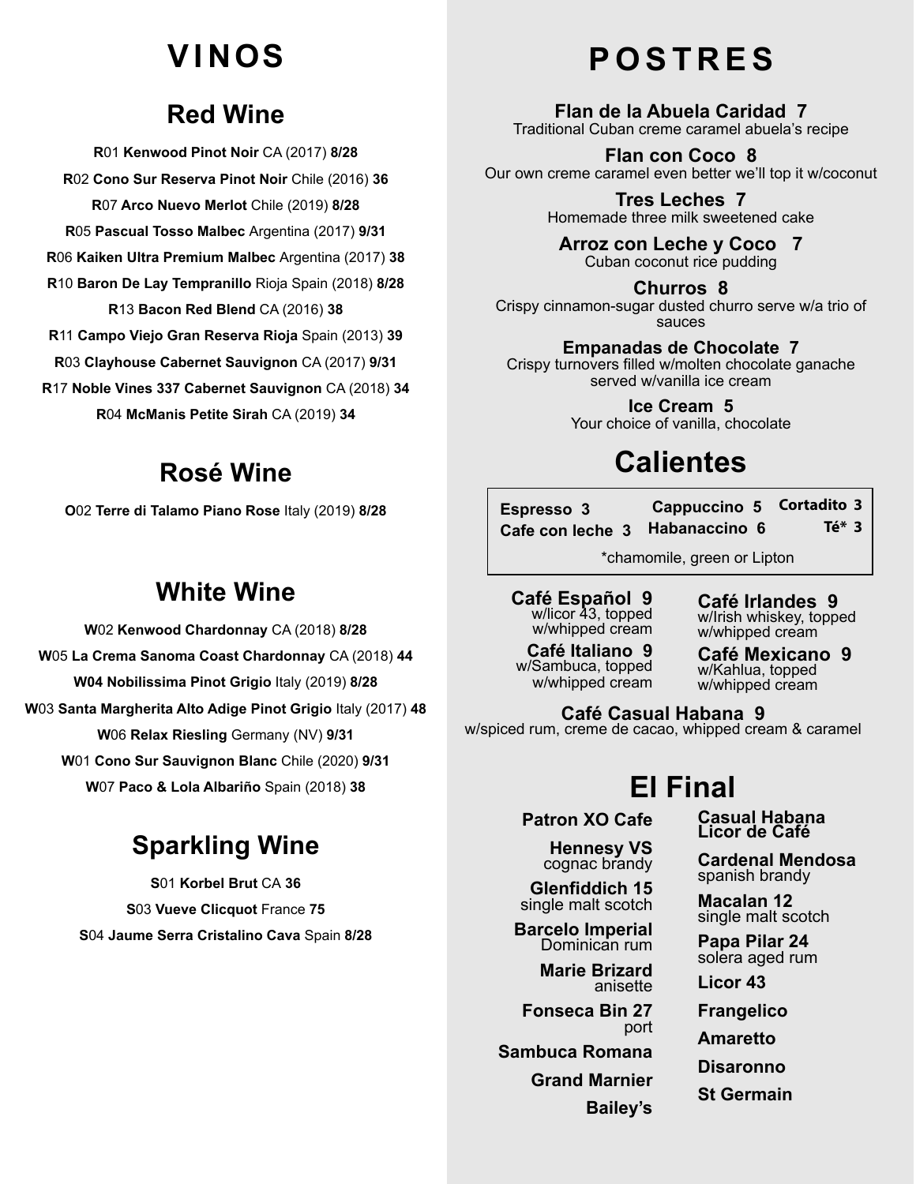# VINOS

## Red Wine

**R**01 **Kenwood Pinot Noir** CA (2017) **8/28**

**R**02 **Cono Sur Reserva Pinot Noir** Chile (2016) **36**

**R**07 **Arco Nuevo Merlot** Chile (2019) **8/28**

**R**05 **Pascual Tosso Malbec** Argentina (2017) **9/31**

**R**06 **Kaiken Ultra Premium Malbec** Argentina (2017) **38**

**R**10 **Baron De Lay Tempranillo** Rioja Spain (2018) **8/28**

**R**13 **Bacon Red Blend** CA (2016) **38**

**R**11 **Campo Viejo Gran Reserva Rioja** Spain (2013) **39**

**R**03 **Clayhouse Cabernet Sauvignon** CA (2017) **9/31**

**R**17 **Noble Vines 337 Cabernet Sauvignon** CA (2018) **34**

**R**04 **McManis Petite Sirah** CA (2019) **34**

## Rosé Wine

**O**02 **Terre di Talamo Piano Rose** Italy (2019) **8/28**

## White Wine

**W**02 **Kenwood Chardonnay** CA (2018) **8/28**

**W**05 **La Crema Sanoma Coast Chardonnay** CA (2018) **44**

**W04 Nobilissima Pinot Grigio** Italy (2019) **8/28**

**W**03 **Santa Margherita Alto Adige Pinot Grigio** Italy (2017) **48**

**W**06 **Relax Riesling** Germany (NV) **9/31**

**W**01 **Cono Sur Sauvignon Blanc** Chile (2020) **9/31**

**W**07 **Paco & Lola Albariño** Spain (2018) **38**

## Sparkling Wine

**S**01 **Korbel Brut** CA **36**

**S**03 **Vueve Clicquot** France **75**

**S**04 **Jaume Serra Cristalino Cava** Spain **8/28**

# POSTRES

**Flan de la Abuela Caridad 7**
Traditional Cuban creme caramel abuela's recipe

**Flan con Coco 8**
Our own creme caramel even better we'll top it w/coconut

**Tres Leches 7**
Homemade three milk sweetened cake

**Arroz con Leche y Coco 7**
Cuban coconut rice pudding

**Churros 8**
Crispy cinnamon-sugar dusted churro serve w/a trio of sauces

**Empanadas de Chocolate 7**
Crispy turnovers filled w/molten chocolate ganache served w/vanilla ice cream

**Ice Cream 5**
Your choice of vanilla, chocolate

## Calientes

**Espresso 3**
**Cafe con leche 3**
**Cappuccino 5**
**Habanaccino 6**
**Cortadito 3**
**Té* 3**

*chamomile, green or Lipton

**Café Español 9**
w/licor 43, topped w/whipped cream

**Café Italiano 9**
w/Sambuca, topped w/whipped cream

**Café Irlandes 9**
w/Irish whiskey, topped w/whipped cream

**Café Mexicano 9**
w/Kahlua, topped w/whipped cream

**Café Casual Habana 9**
w/spiced rum, creme de cacao, whipped cream & caramel

## El Final

**Patron XO Cafe**

**Hennesy VS**
cognac brandy

**Glenfiddich 15**
single malt scotch

**Barcelo Imperial**
Dominican rum

**Marie Brizard**
anisette

**Fonseca Bin 27**
port

**Sambuca Romana**

**Grand Marnier**

**Bailey's**

**Casual Habana Licor de Café**

**Cardenal Mendosa**
spanish brandy

**Macalan 12**
single malt scotch

**Papa Pilar 24**
solera aged rum

**Licor 43**

**Frangelico**

**Amaretto**

**Disaronno**

**St Germain**